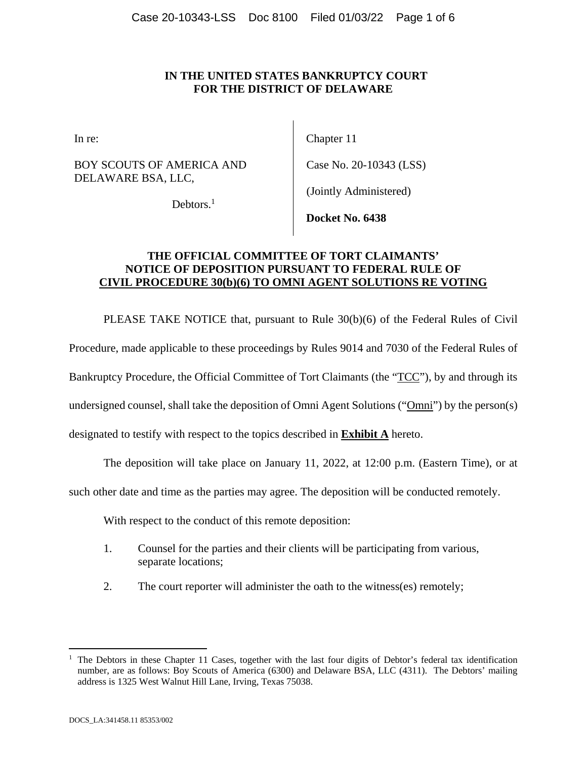**IN THE UNITED STATES BANKRUPTCY COURT**
**FOR THE DISTRICT OF DELAWARE**

| | |
|---|---|
| In re:<br><br>BOY SCOUTS OF AMERICA AND DELAWARE BSA, LLC,<br><br>Debtors.[1] | Chapter 11<br><br>Case No. 20-10343 (LSS)<br><br>(Jointly Administered)<br><br>**Docket No. 6438** |

**THE OFFICIAL COMMITTEE OF TORT CLAIMANTS' NOTICE OF DEPOSITION PURSUANT TO FEDERAL RULE OF CIVIL PROCEDURE 30(b)(6) TO OMNI AGENT SOLUTIONS RE VOTING**

PLEASE TAKE NOTICE that, pursuant to Rule 30(b)(6) of the Federal Rules of Civil Procedure, made applicable to these proceedings by Rules 9014 and 7030 of the Federal Rules of Bankruptcy Procedure, the Official Committee of Tort Claimants (the "TCC"), by and through its undersigned counsel, shall take the deposition of Omni Agent Solutions ("Omni") by the person(s) designated to testify with respect to the topics described in **Exhibit A** hereto.

The deposition will take place on January 11, 2022, at 12:00 p.m. (Eastern Time), or at such other date and time as the parties may agree. The deposition will be conducted remotely.

With respect to the conduct of this remote deposition:

1. Counsel for the parties and their clients will be participating from various, separate locations;
2. The court reporter will administer the oath to the witness(es) remotely;

[1] The Debtors in these Chapter 11 Cases, together with the last four digits of Debtor's federal tax identification number, are as follows: Boy Scouts of America (6300) and Delaware BSA, LLC (4311). The Debtors' mailing address is 1325 West Walnut Hill Lane, Irving, Texas 75038.

DOCS_LA:341458.11 85353/002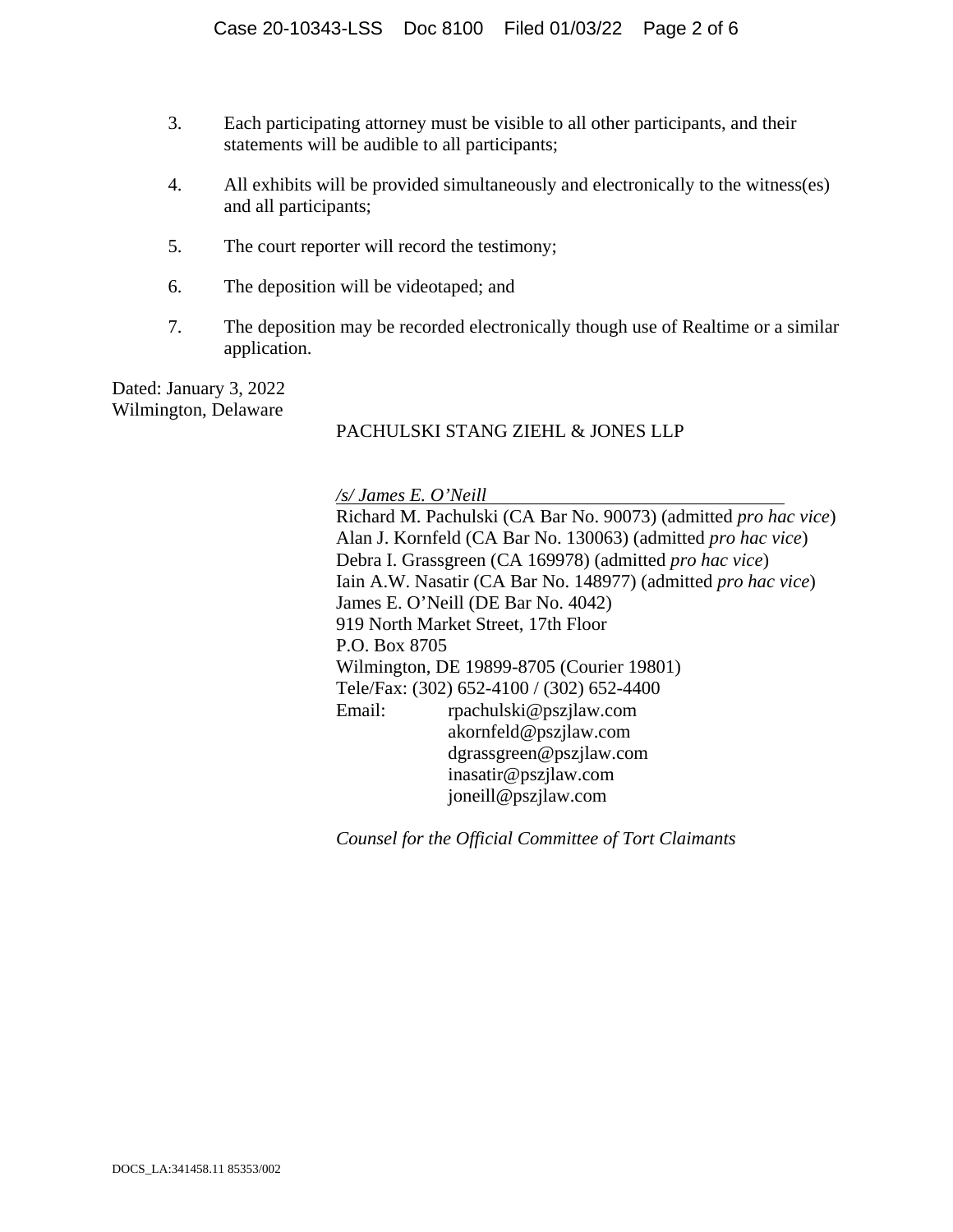3. Each participating attorney must be visible to all other participants, and their statements will be audible to all participants;

4. All exhibits will be provided simultaneously and electronically to the witness(es) and all participants;

5. The court reporter will record the testimony;

6. The deposition will be videotaped; and

7. The deposition may be recorded electronically though use of Realtime or a similar application.

Dated: January 3, 2022
Wilmington, Delaware

PACHULSKI STANG ZIEHL & JONES LLP

*/s/ James E. O'Neill*
Richard M. Pachulski (CA Bar No. 90073) (admitted *pro hac vice*)
Alan J. Kornfeld (CA Bar No. 130063) (admitted *pro hac vice*)
Debra I. Grassgreen (CA 169978) (admitted *pro hac vice*)
Iain A.W. Nasatir (CA Bar No. 148977) (admitted *pro hac vice*)
James E. O'Neill (DE Bar No. 4042)
919 North Market Street, 17th Floor
P.O. Box 8705
Wilmington, DE 19899-8705 (Courier 19801)
Tele/Fax: (302) 652-4100 / (302) 652-4400
Email: rpachulski@pszjlaw.com
akornfeld@pszjlaw.com
dgrassgreen@pszjlaw.com
inasatir@pszjlaw.com
joneill@pszjlaw.com

*Counsel for the Official Committee of Tort Claimants*

DOCS_LA:341458.11 85353/002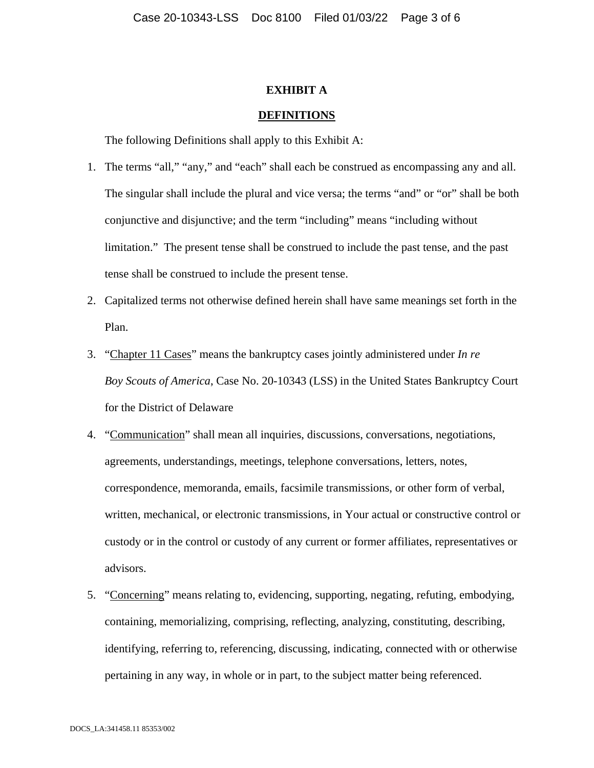# EXHIBIT A

## DEFINITIONS

The following Definitions shall apply to this Exhibit A:

1. The terms "all," "any," and "each" shall each be construed as encompassing any and all. The singular shall include the plural and vice versa; the terms "and" or "or" shall be both conjunctive and disjunctive; and the term "including" means "including without limitation." The present tense shall be construed to include the past tense, and the past tense shall be construed to include the present tense.
2. Capitalized terms not otherwise defined herein shall have same meanings set forth in the Plan.
3. "Chapter 11 Cases" means the bankruptcy cases jointly administered under *In re Boy Scouts of America*, Case No. 20-10343 (LSS) in the United States Bankruptcy Court for the District of Delaware
4. "Communication" shall mean all inquiries, discussions, conversations, negotiations, agreements, understandings, meetings, telephone conversations, letters, notes, correspondence, memoranda, emails, facsimile transmissions, or other form of verbal, written, mechanical, or electronic transmissions, in Your actual or constructive control or custody or in the control or custody of any current or former affiliates, representatives or advisors.
5. "Concerning" means relating to, evidencing, supporting, negating, refuting, embodying, containing, memorializing, comprising, reflecting, analyzing, constituting, describing, identifying, referring to, referencing, discussing, indicating, connected with or otherwise pertaining in any way, in whole or in part, to the subject matter being referenced.

DOCS_LA:341458.11 85353/002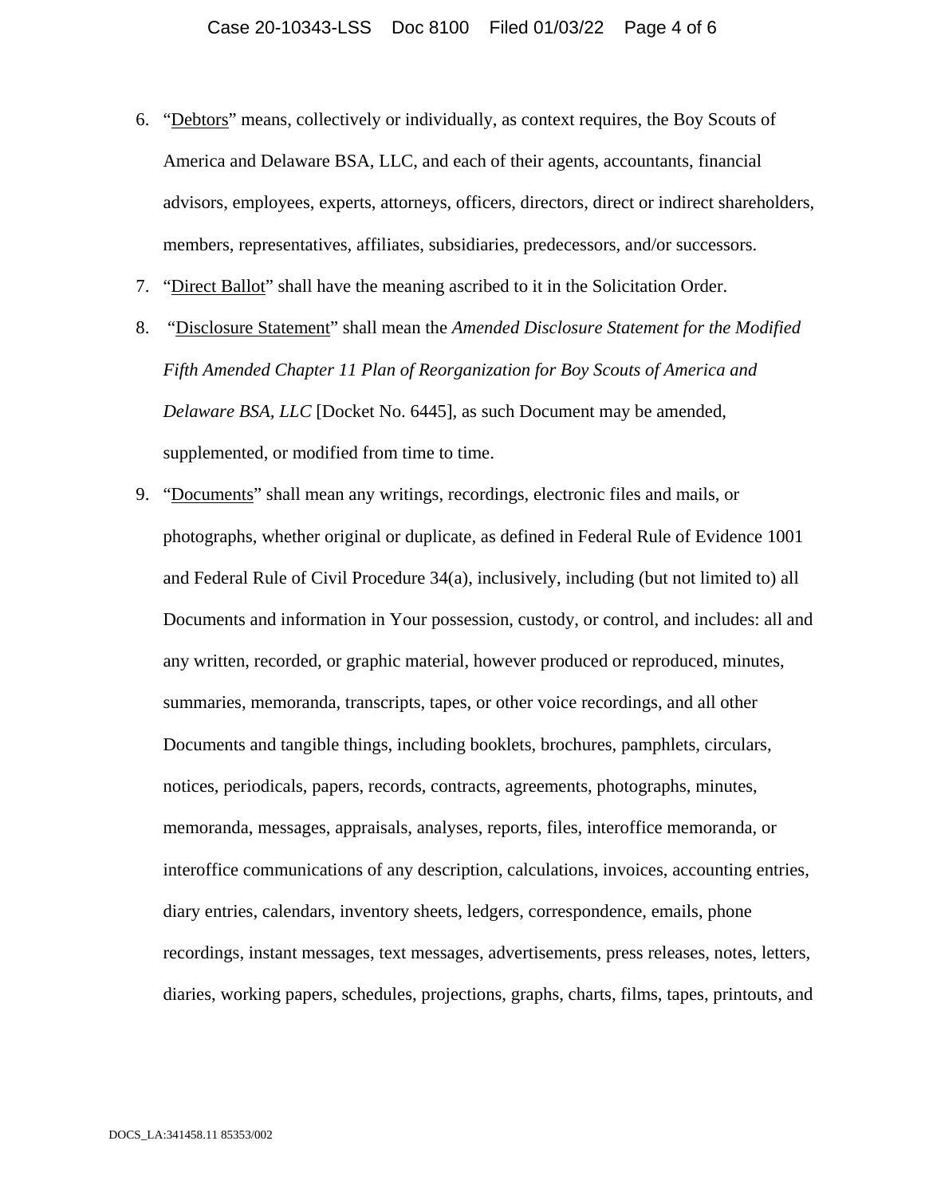6. "Debtors" means, collectively or individually, as context requires, the Boy Scouts of America and Delaware BSA, LLC, and each of their agents, accountants, financial advisors, employees, experts, attorneys, officers, directors, direct or indirect shareholders, members, representatives, affiliates, subsidiaries, predecessors, and/or successors.
7. "Direct Ballot" shall have the meaning ascribed to it in the Solicitation Order.
8. "Disclosure Statement" shall mean the *Amended Disclosure Statement for the Modified Fifth Amended Chapter 11 Plan of Reorganization for Boy Scouts of America and Delaware BSA, LLC* [Docket No. 6445], as such Document may be amended, supplemented, or modified from time to time.
9. "Documents" shall mean any writings, recordings, electronic files and mails, or photographs, whether original or duplicate, as defined in Federal Rule of Evidence 1001 and Federal Rule of Civil Procedure 34(a), inclusively, including (but not limited to) all Documents and information in Your possession, custody, or control, and includes: all and any written, recorded, or graphic material, however produced or reproduced, minutes, summaries, memoranda, transcripts, tapes, or other voice recordings, and all other Documents and tangible things, including booklets, brochures, pamphlets, circulars, notices, periodicals, papers, records, contracts, agreements, photographs, minutes, memoranda, messages, appraisals, analyses, reports, files, interoffice memoranda, or interoffice communications of any description, calculations, invoices, accounting entries, diary entries, calendars, inventory sheets, ledgers, correspondence, emails, phone recordings, instant messages, text messages, advertisements, press releases, notes, letters, diaries, working papers, schedules, projections, graphs, charts, films, tapes, printouts, and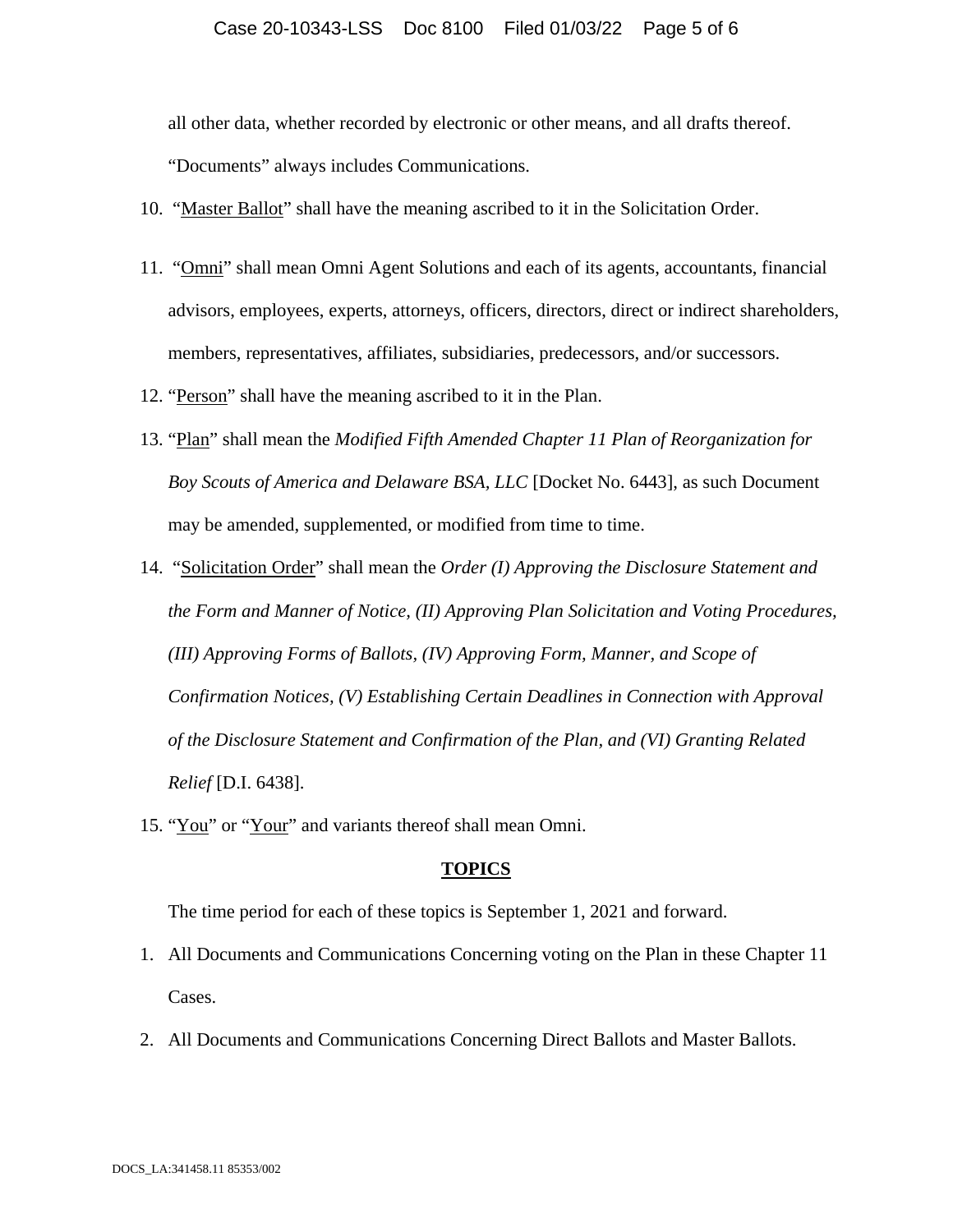all other data, whether recorded by electronic or other means, and all drafts thereof. "Documents" always includes Communications.

10. "Master Ballot" shall have the meaning ascribed to it in the Solicitation Order.

11. "Omni" shall mean Omni Agent Solutions and each of its agents, accountants, financial advisors, employees, experts, attorneys, officers, directors, direct or indirect shareholders, members, representatives, affiliates, subsidiaries, predecessors, and/or successors.

12. "Person" shall have the meaning ascribed to it in the Plan.

13. "Plan" shall mean the *Modified Fifth Amended Chapter 11 Plan of Reorganization for Boy Scouts of America and Delaware BSA, LLC* [Docket No. 6443], as such Document may be amended, supplemented, or modified from time to time.

14. "Solicitation Order" shall mean the *Order (I) Approving the Disclosure Statement and the Form and Manner of Notice, (II) Approving Plan Solicitation and Voting Procedures, (III) Approving Forms of Ballots, (IV) Approving Form, Manner, and Scope of Confirmation Notices, (V) Establishing Certain Deadlines in Connection with Approval of the Disclosure Statement and Confirmation of the Plan, and (VI) Granting Related Relief* [D.I. 6438].

15. "You" or "Your" and variants thereof shall mean Omni.

## TOPICS

The time period for each of these topics is September 1, 2021 and forward.

1. All Documents and Communications Concerning voting on the Plan in these Chapter 11 Cases.

2. All Documents and Communications Concerning Direct Ballots and Master Ballots.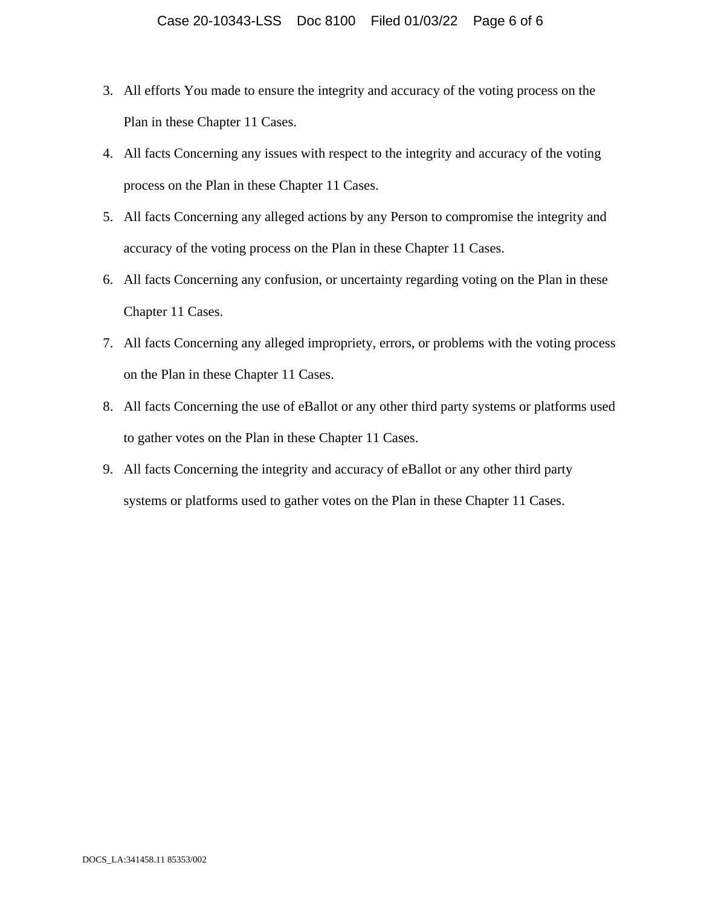3. All efforts You made to ensure the integrity and accuracy of the voting process on the Plan in these Chapter 11 Cases.
4. All facts Concerning any issues with respect to the integrity and accuracy of the voting process on the Plan in these Chapter 11 Cases.
5. All facts Concerning any alleged actions by any Person to compromise the integrity and accuracy of the voting process on the Plan in these Chapter 11 Cases.
6. All facts Concerning any confusion, or uncertainty regarding voting on the Plan in these Chapter 11 Cases.
7. All facts Concerning any alleged impropriety, errors, or problems with the voting process on the Plan in these Chapter 11 Cases.
8. All facts Concerning the use of eBallot or any other third party systems or platforms used to gather votes on the Plan in these Chapter 11 Cases.
9. All facts Concerning the integrity and accuracy of eBallot or any other third party systems or platforms used to gather votes on the Plan in these Chapter 11 Cases.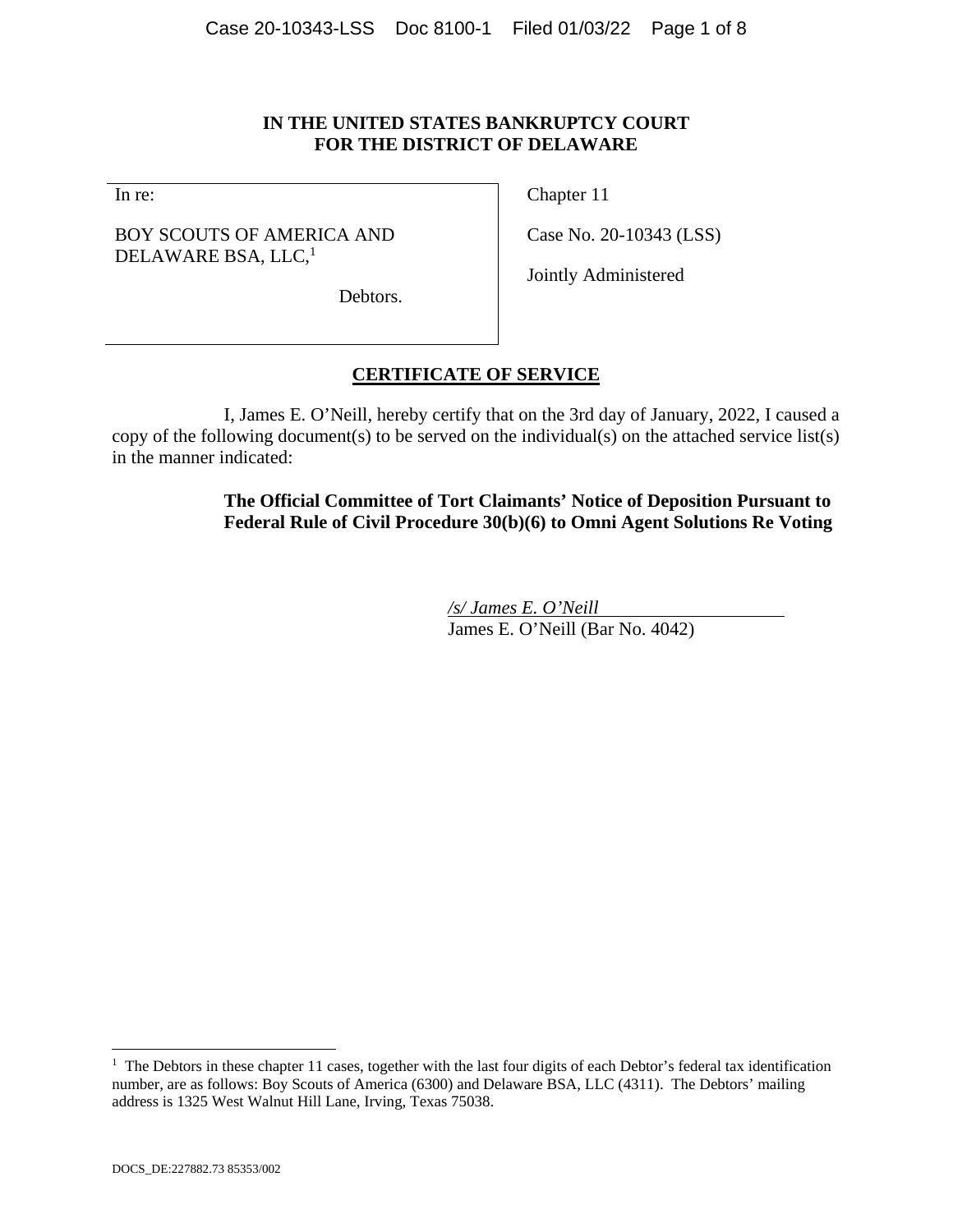**IN THE UNITED STATES BANKRUPTCY COURT**
**FOR THE DISTRICT OF DELAWARE**

| In re: | Chapter 11 |
|---|---|
| BOY SCOUTS OF AMERICA AND DELAWARE BSA, LLC,[1] | Case No. 20-10343 (LSS) |
| Debtors. | Jointly Administered |

## CERTIFICATE OF SERVICE

I, James E. O'Neill, hereby certify that on the 3rd day of January, 2022, I caused a copy of the following document(s) to be served on the individual(s) on the attached service list(s) in the manner indicated:

> **The Official Committee of Tort Claimants' Notice of Deposition Pursuant to Federal Rule of Civil Procedure 30(b)(6) to Omni Agent Solutions Re Voting**

*/s/ James E. O'Neill*
James E. O'Neill (Bar No. 4042)

---

[1] The Debtors in these chapter 11 cases, together with the last four digits of each Debtor's federal tax identification number, are as follows: Boy Scouts of America (6300) and Delaware BSA, LLC (4311). The Debtors' mailing address is 1325 West Walnut Hill Lane, Irving, Texas 75038.

DOCS_DE:227882.73 85353/002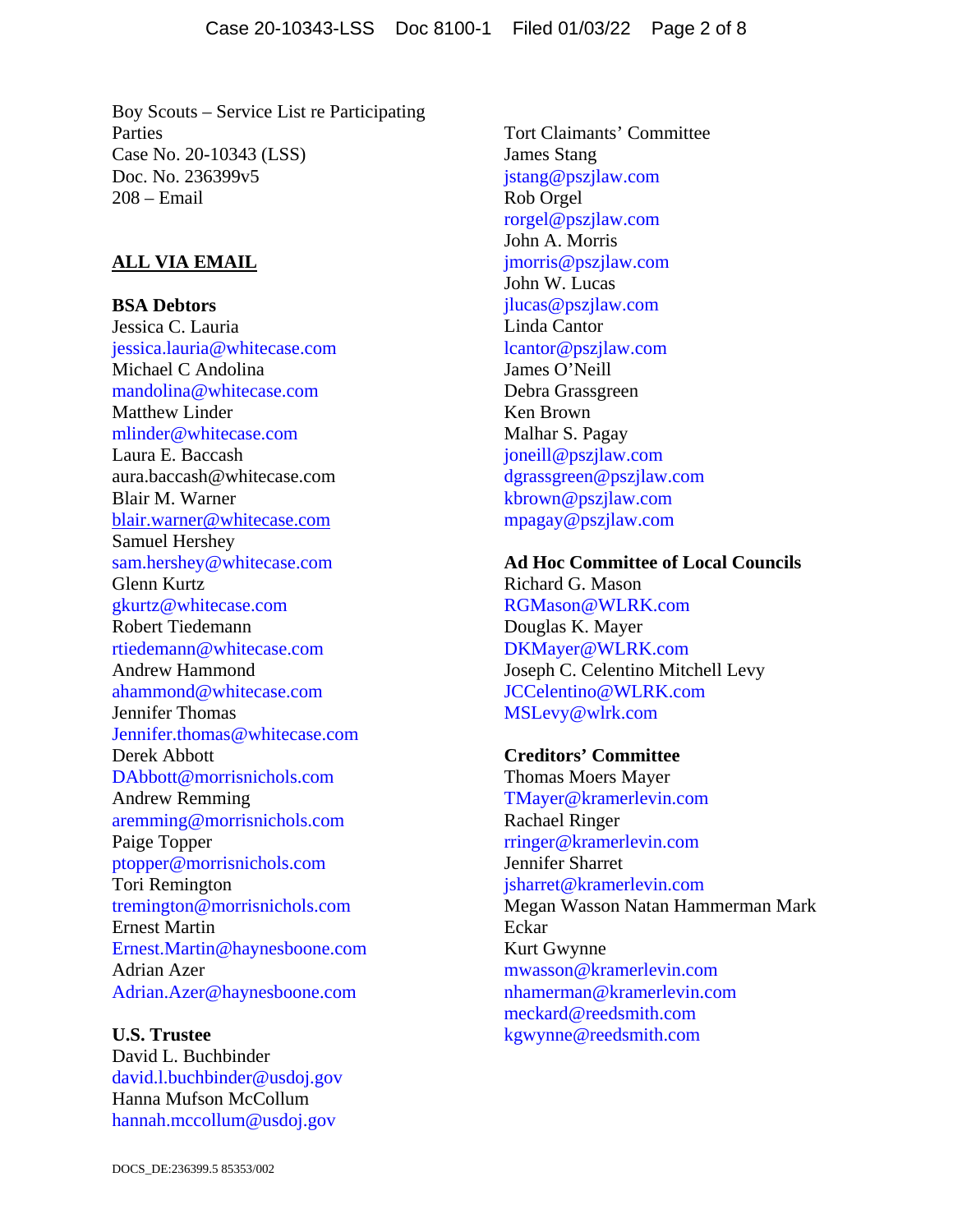Boy Scouts – Service List re Participating Parties
Case No. 20-10343 (LSS)
Doc. No. 236399v5
208 – Email

**ALL VIA EMAIL**

**BSA Debtors**
Jessica C. Lauria
jessica.lauria@whitecase.com
Michael C Andolina
mandolina@whitecase.com
Matthew Linder
mlinder@whitecase.com
Laura E. Baccash
aura.baccash@whitecase.com
Blair M. Warner
blair.warner@whitecase.com
Samuel Hershey
sam.hershey@whitecase.com
Glenn Kurtz
gkurtz@whitecase.com
Robert Tiedemann
rtiedemann@whitecase.com
Andrew Hammond
ahammond@whitecase.com
Jennifer Thomas
Jennifer.thomas@whitecase.com
Derek Abbott
DAbbott@morrisnichols.com
Andrew Remming
aremming@morrisnichols.com
Paige Topper
ptopper@morrisnichols.com
Tori Remington
tremington@morrisnichols.com
Ernest Martin
Ernest.Martin@haynesboone.com
Adrian Azer
Adrian.Azer@haynesboone.com

**U.S. Trustee**
David L. Buchbinder
david.l.buchbinder@usdoj.gov
Hanna Mufson McCollum
hannah.mccollum@usdoj.gov

Tort Claimants' Committee
James Stang
jstang@pszjlaw.com
Rob Orgel
rorgel@pszjlaw.com
John A. Morris
jmorris@pszjlaw.com
John W. Lucas
jlucas@pszjlaw.com
Linda Cantor
lcantor@pszjlaw.com
James O'Neill
Debra Grassgreen
Ken Brown
Malhar S. Pagay
joneill@pszjlaw.com
dgrassgreen@pszjlaw.com
kbrown@pszjlaw.com
mpagay@pszjlaw.com

**Ad Hoc Committee of Local Councils**
Richard G. Mason
RGMason@WLRK.com
Douglas K. Mayer
DKMayer@WLRK.com
Joseph C. Celentino Mitchell Levy
JCCelentino@WLRK.com
MSLevy@wlrk.com

**Creditors' Committee**
Thomas Moers Mayer
TMayer@kramerlevin.com
Rachael Ringer
rringer@kramerlevin.com
Jennifer Sharret
jsharret@kramerlevin.com
Megan Wasson Natan Hammerman Mark Eckar
Kurt Gwynne
mwasson@kramerlevin.com
nhamerman@kramerlevin.com
meckard@reedsmith.com
kgwynne@reedsmith.com

DOCS_DE:236399.5 85353/002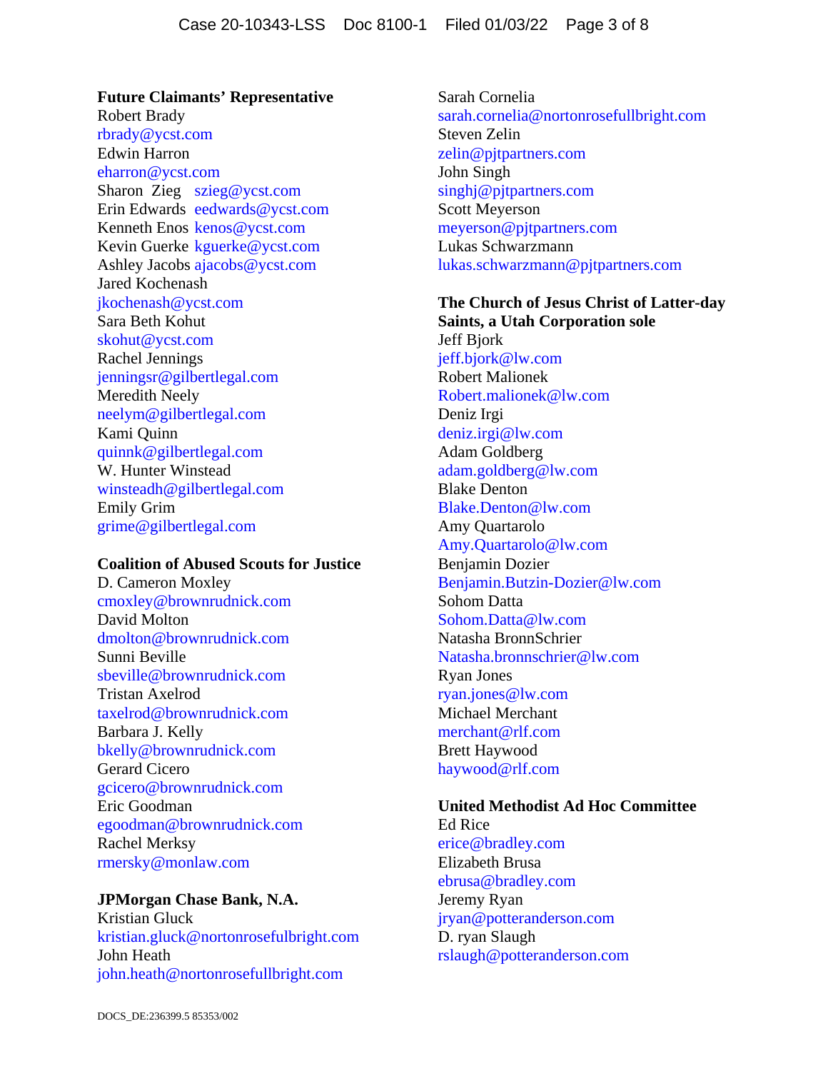**Future Claimants' Representative**
Robert Brady
rbrady@ycst.com
Edwin Harron
eharron@ycst.com
Sharon Zieg szieg@ycst.com
Erin Edwards eedwards@ycst.com
Kenneth Enos kenos@ycst.com
Kevin Guerke kguerke@ycst.com
Ashley Jacobs ajacobs@ycst.com
Jared Kochenash
jkochenash@ycst.com
Sara Beth Kohut
skohut@ycst.com
Rachel Jennings
jenningsr@gilbertlegal.com
Meredith Neely
neelym@gilbertlegal.com
Kami Quinn
quinnk@gilbertlegal.com
W. Hunter Winstead
winsteadh@gilbertlegal.com
Emily Grim
grime@gilbertlegal.com

**Coalition of Abused Scouts for Justice**
D. Cameron Moxley
cmoxley@brownrudnick.com
David Molton
dmolton@brownrudnick.com
Sunni Beville
sbeville@brownrudnick.com
Tristan Axelrod
taxelrod@brownrudnick.com
Barbara J. Kelly
bkelly@brownrudnick.com
Gerard Cicero
gcicero@brownrudnick.com
Eric Goodman
egoodman@brownrudnick.com
Rachel Merksy
rmersky@monlaw.com

**JPMorgan Chase Bank, N.A.**
Kristian Gluck
kristian.gluck@nortonrosefulbright.com
John Heath
john.heath@nortonrosefullbright.com
Sarah Cornelia
sarah.cornelia@nortonrosefullbright.com
Steven Zelin
zelin@pjtpartners.com
John Singh
singhj@pjtpartners.com
Scott Meyerson
meyerson@pjtpartners.com
Lukas Schwarzmann
lukas.schwarzmann@pjtpartners.com

**The Church of Jesus Christ of Latter-day Saints, a Utah Corporation sole**
Jeff Bjork
jeff.bjork@lw.com
Robert Malionek
Robert.malionek@lw.com
Deniz Irgi
deniz.irgi@lw.com
Adam Goldberg
adam.goldberg@lw.com
Blake Denton
Blake.Denton@lw.com
Amy Quartarolo
Amy.Quartarolo@lw.com
Benjamin Dozier
Benjamin.Butzin-Dozier@lw.com
Sohom Datta
Sohom.Datta@lw.com
Natasha BronnSchrier
Natasha.bronnschrier@lw.com
Ryan Jones
ryan.jones@lw.com
Michael Merchant
merchant@rlf.com
Brett Haywood
haywood@rlf.com

**United Methodist Ad Hoc Committee**
Ed Rice
erice@bradley.com
Elizabeth Brusa
ebrusa@bradley.com
Jeremy Ryan
jryan@potteranderson.com
D. ryan Slaugh
rslaugh@potteranderson.com

DOCS_DE:236399.5 85353/002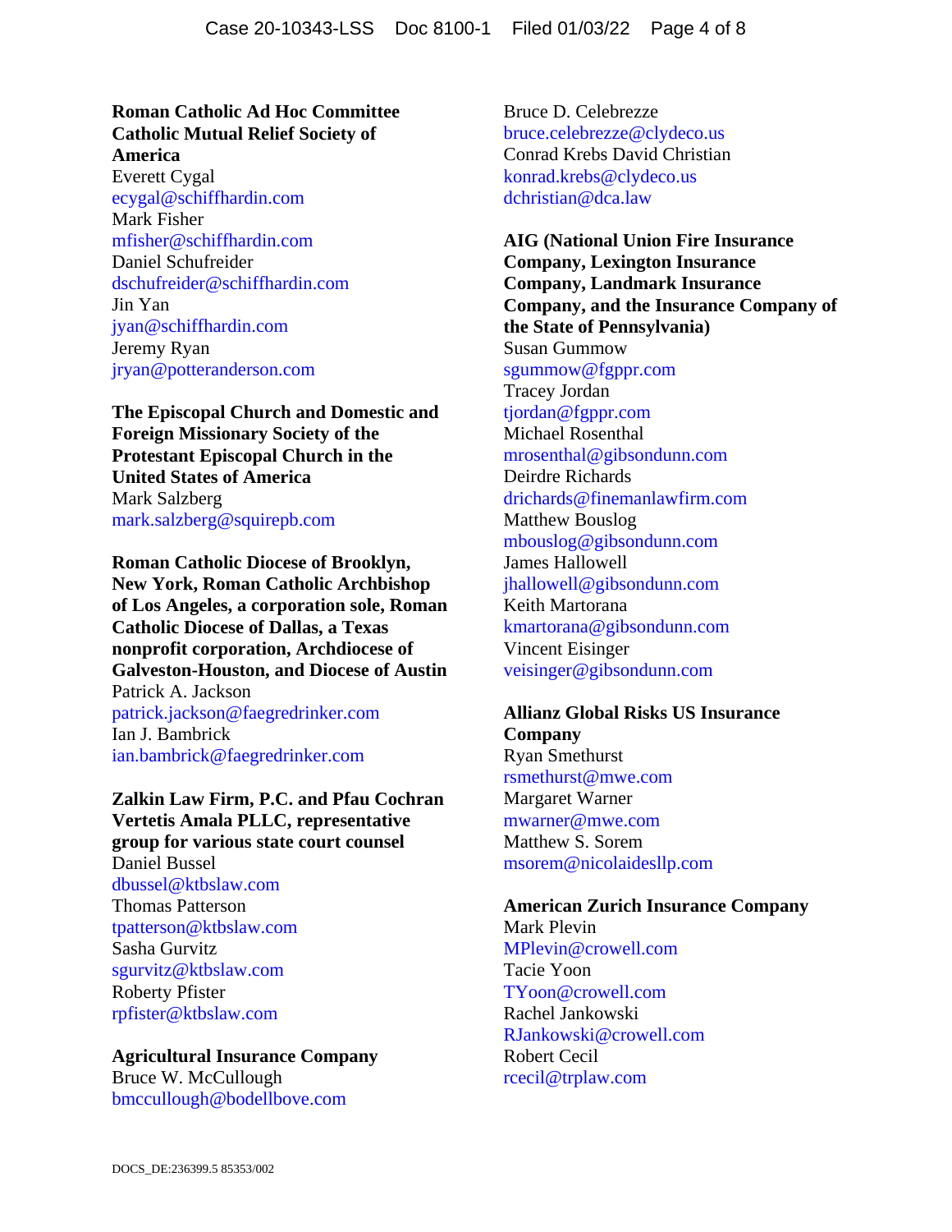**Roman Catholic Ad Hoc Committee Catholic Mutual Relief Society of America**
Everett Cygal
ecygal@schiffhardin.com
Mark Fisher
mfisher@schiffhardin.com
Daniel Schufreider
dschufreider@schiffhardin.com
Jin Yan
jyan@schiffhardin.com
Jeremy Ryan
jryan@potteranderson.com

**The Episcopal Church and Domestic and Foreign Missionary Society of the Protestant Episcopal Church in the United States of America**
Mark Salzberg
mark.salzberg@squirepb.com

**Roman Catholic Diocese of Brooklyn, New York, Roman Catholic Archbishop of Los Angeles, a corporation sole, Roman Catholic Diocese of Dallas, a Texas nonprofit corporation, Archdiocese of Galveston-Houston, and Diocese of Austin**
Patrick A. Jackson
patrick.jackson@faegredrinker.com
Ian J. Bambrick
ian.bambrick@faegredrinker.com

**Zalkin Law Firm, P.C. and Pfau Cochran Vertetis Amala PLLC, representative group for various state court counsel**
Daniel Bussel
dbussel@ktbslaw.com
Thomas Patterson
tpatterson@ktbslaw.com
Sasha Gurvitz
sgurvitz@ktbslaw.com
Roberty Pfister
rpfister@ktbslaw.com

**Agricultural Insurance Company**
Bruce W. McCullough
bmccullough@bodellbove.com

Bruce D. Celebrezze
bruce.celebrezze@clydeco.us
Conrad Krebs David Christian
konrad.krebs@clydeco.us
dchristian@dca.law

**AIG (National Union Fire Insurance Company, Lexington Insurance Company, Landmark Insurance Company, and the Insurance Company of the State of Pennsylvania)**
Susan Gummow
sgummow@fgppr.com
Tracey Jordan
tjordan@fgppr.com
Michael Rosenthal
mrosenthal@gibsondunn.com
Deirdre Richards
drichards@finemanlawfirm.com
Matthew Bouslog
mbouslog@gibsondunn.com
James Hallowell
jhallowell@gibsondunn.com
Keith Martorana
kmartorana@gibsondunn.com
Vincent Eisinger
veisinger@gibsondunn.com

**Allianz Global Risks US Insurance Company**
Ryan Smethurst
rsmethurst@mwe.com
Margaret Warner
mwarner@mwe.com
Matthew S. Sorem
msorem@nicolaidesllp.com

**American Zurich Insurance Company**
Mark Plevin
MPlevin@crowell.com
Tacie Yoon
TYoon@crowell.com
Rachel Jankowski
RJankowski@crowell.com
Robert Cecil
rcecil@trplaw.com

DOCS_DE:236399.5 85353/002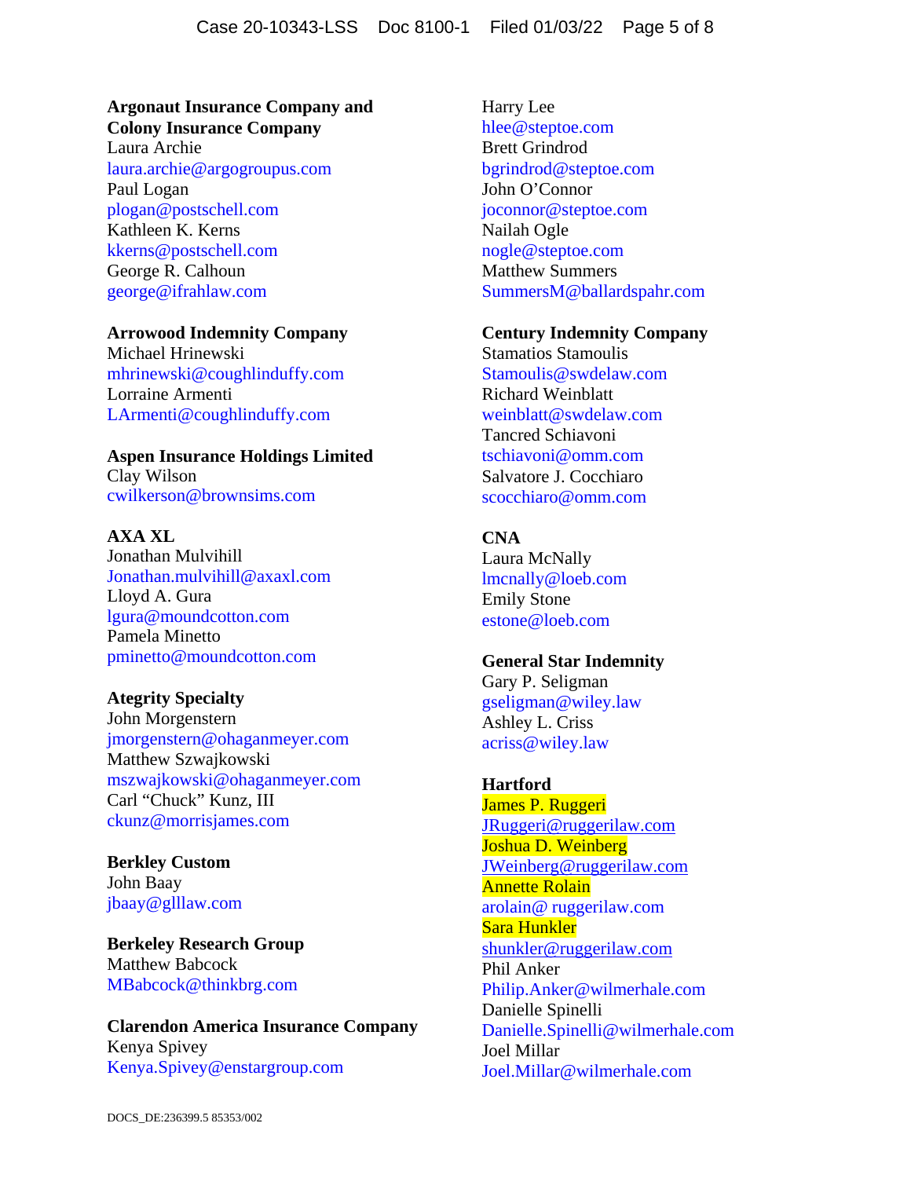**Argonaut Insurance Company and Colony Insurance Company**
Laura Archie
laura.archie@argogroupus.com
Paul Logan
plogan@postschell.com
Kathleen K. Kerns
kkerns@postschell.com
George R. Calhoun
george@ifrahlaw.com

**Arrowood Indemnity Company**
Michael Hrinewski
mhrinewski@coughlinduffy.com
Lorraine Armenti
LArmenti@coughlinduffy.com

**Aspen Insurance Holdings Limited**
Clay Wilson
cwilkerson@brownsims.com

**AXA XL**
Jonathan Mulvihill
Jonathan.mulvihill@axaxl.com
Lloyd A. Gura
lgura@moundcotton.com
Pamela Minetto
pminetto@moundcotton.com

**Ategrity Specialty**
John Morgenstern
jmorgenstern@ohaganmeyer.com
Matthew Szwajkowski
mszwajkowski@ohaganmeyer.com
Carl "Chuck" Kunz, III
ckunz@morrisjames.com

**Berkley Custom**
John Baay
jbaay@glllaw.com

**Berkeley Research Group**
Matthew Babcock
MBabcock@thinkbrg.com

**Clarendon America Insurance Company**
Kenya Spivey
Kenya.Spivey@enstargroup.com

Harry Lee
hlee@steptoe.com
Brett Grindrod
bgrindrod@steptoe.com
John O'Connor
joconnor@steptoe.com
Nailah Ogle
nogle@steptoe.com
Matthew Summers
SummersM@ballardspahr.com

**Century Indemnity Company**
Stamatios Stamoulis
Stamoulis@swdelaw.com
Richard Weinblatt
weinblatt@swdelaw.com
Tancred Schiavoni
tschiavoni@omm.com
Salvatore J. Cocchiaro
scocchiaro@omm.com

**CNA**
Laura McNally
lmcnally@loeb.com
Emily Stone
estone@loeb.com

**General Star Indemnity**
Gary P. Seligman
gseligman@wiley.law
Ashley L. Criss
acriss@wiley.law

**Hartford**
James P. Ruggeri
JRuggeri@ruggerilaw.com
Joshua D. Weinberg
JWeinberg@ruggerilaw.com
Annette Rolain
arolain@ ruggerilaw.com
Sara Hunkler
shunkler@ruggerilaw.com
Phil Anker
Philip.Anker@wilmerhale.com
Danielle Spinelli
Danielle.Spinelli@wilmerhale.com
Joel Millar
Joel.Millar@wilmerhale.com

DOCS_DE:236399.5 85353/002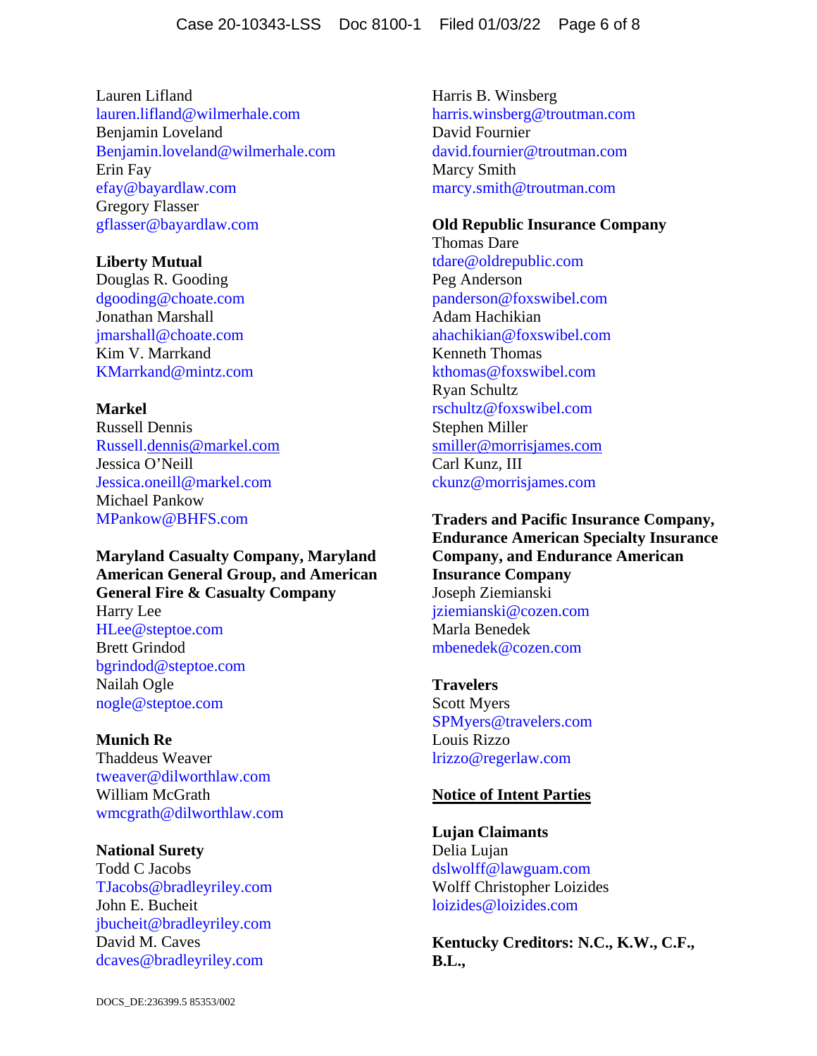Lauren Lifland
lauren.lifland@wilmerhale.com
Benjamin Loveland
Benjamin.loveland@wilmerhale.com
Erin Fay
efay@bayardlaw.com
Gregory Flasser
gflasser@bayardlaw.com

**Liberty Mutual**
Douglas R. Gooding
dgooding@choate.com
Jonathan Marshall
jmarshall@choate.com
Kim V. Marrkand
KMarrkand@mintz.com

**Markel**
Russell Dennis
Russell.dennis@markel.com
Jessica O'Neill
Jessica.oneill@markel.com
Michael Pankow
MPankow@BHFS.com

**Maryland Casualty Company, Maryland American General Group, and American General Fire & Casualty Company**
Harry Lee
HLee@steptoe.com
Brett Grindod
bgrindod@steptoe.com
Nailah Ogle
nogle@steptoe.com

**Munich Re**
Thaddeus Weaver
tweaver@dilworthlaw.com
William McGrath
wmcgrath@dilworthlaw.com

**National Surety**
Todd C Jacobs
TJacobs@bradleyriley.com
John E. Bucheit
jbucheit@bradleyriley.com
David M. Caves
dcaves@bradleyriley.com

Harris B. Winsberg
harris.winsberg@troutman.com
David Fournier
david.fournier@troutman.com
Marcy Smith
marcy.smith@troutman.com

**Old Republic Insurance Company**
Thomas Dare
tdare@oldrepublic.com
Peg Anderson
panderson@foxswibel.com
Adam Hachikian
ahachikian@foxswibel.com
Kenneth Thomas
kthomas@foxswibel.com
Ryan Schultz
rschultz@foxswibel.com
Stephen Miller
smiller@morrisjames.com
Carl Kunz, III
ckunz@morrisjames.com

**Traders and Pacific Insurance Company, Endurance American Specialty Insurance Company, and Endurance American Insurance Company**
Joseph Ziemianski
jziemianski@cozen.com
Marla Benedek
mbenedek@cozen.com

**Travelers**
Scott Myers
SPMyers@travelers.com
Louis Rizzo
lrizzo@regerlaw.com

**Notice of Intent Parties**

**Lujan Claimants**
Delia Lujan
dslwolff@lawguam.com
Wolff Christopher Loizides
loizides@loizides.com

**Kentucky Creditors: N.C., K.W., C.F., B.L.,**

DOCS_DE:236399.5 85353/002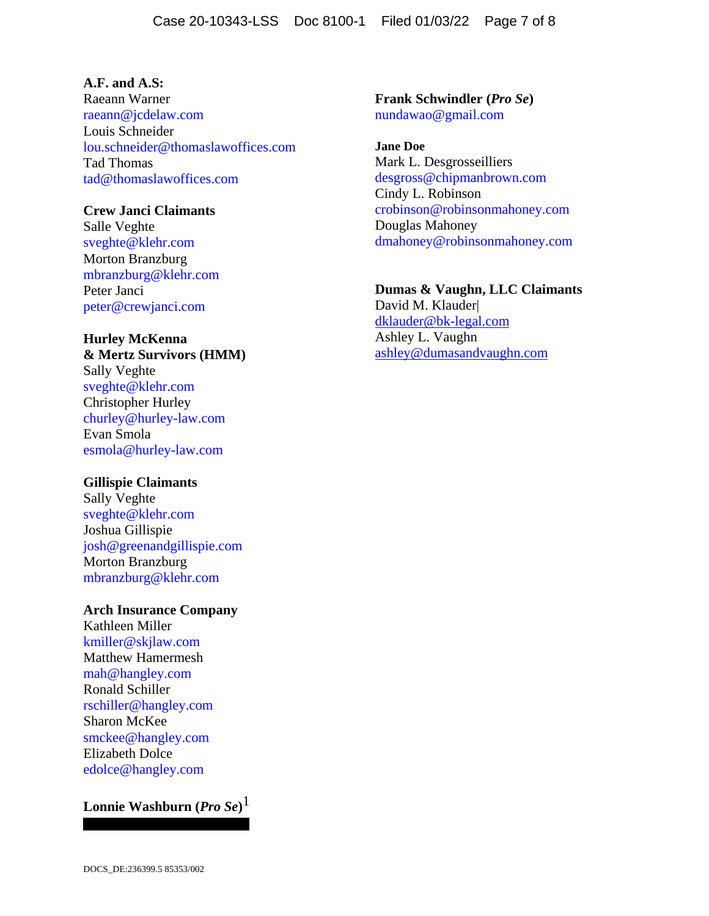**A.F. and A.S:**
Raeann Warner
raeann@jcdelaw.com
Louis Schneider
lou.schneider@thomaslawoffices.com
Tad Thomas
tad@thomaslawoffices.com

**Crew Janci Claimants**
Salle Veghte
sveghte@klehr.com
Morton Branzburg
mbranzburg@klehr.com
Peter Janci
peter@crewjanci.com

**Hurley McKenna & Mertz Survivors (HMM)**
Sally Veghte
sveghte@klehr.com
Christopher Hurley
churley@hurley-law.com
Evan Smola
esmola@hurley-law.com

**Gillispie Claimants**
Sally Veghte
sveghte@klehr.com
Joshua Gillispie
josh@greenandgillispie.com
Morton Branzburg
mbranzburg@klehr.com

**Arch Insurance Company**
Kathleen Miller
kmiller@skjlaw.com
Matthew Hamermesh
mah@hangley.com
Ronald Schiller
rschiller@hangley.com
Sharon McKee
smckee@hangley.com
Elizabeth Dolce
edolce@hangley.com

**Lonnie Washburn (*Pro Se*)**[1]

**Frank Schwindler (*Pro Se*)**
nundawao@gmail.com

**Jane Doe**
Mark L. Desgrosseilliers
desgross@chipmanbrown.com
Cindy L. Robinson
crobinson@robinsonmahoney.com
Douglas Mahoney
dmahoney@robinsonmahoney.com

**Dumas & Vaughn, LLC Claimants**
David M. Klauder|
dklauder@bk-legal.com
Ashley L. Vaughn
ashley@dumasandvaughn.com

DOCS_DE:236399.5 85353/002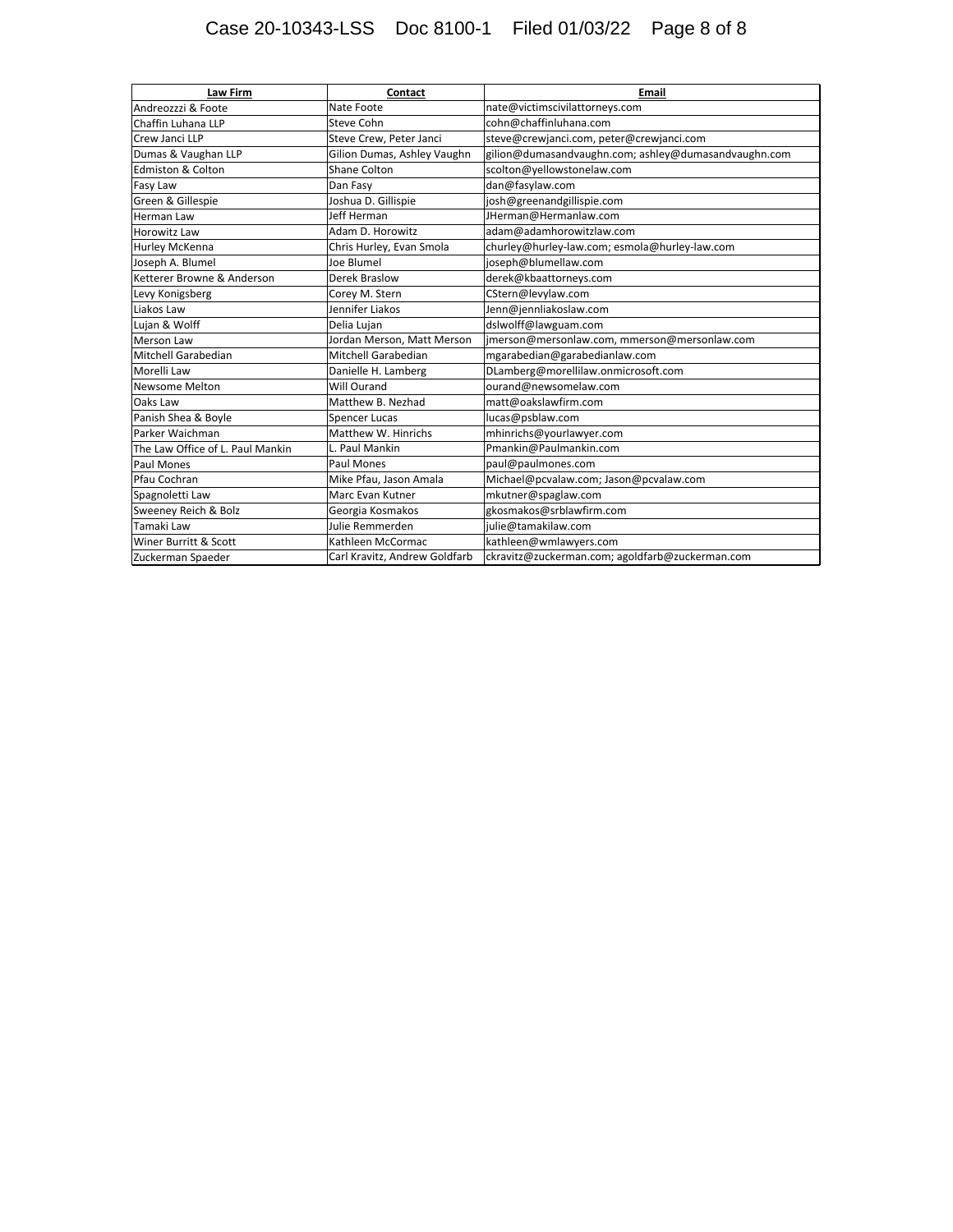| Law Firm | Contact | Email |
|---|---|---|
| Andreozzzi & Foote | Nate Foote | nate@victimscivilattorneys.com |
| Chaffin Luhana LLP | Steve Cohn | cohn@chaffinluhana.com |
| Crew Janci LLP | Steve Crew, Peter Janci | steve@crewjanci.com, peter@crewjanci.com |
| Dumas & Vaughan LLP | Gilion Dumas, Ashley Vaughn | gilion@dumasandvaughn.com; ashley@dumasandvaughn.com |
| Edmiston & Colton | Shane Colton | scolton@yellowstonelaw.com |
| Fasy Law | Dan Fasy | dan@fasylaw.com |
| Green & Gillespie | Joshua D. Gillispie | josh@greenandgillispie.com |
| Herman Law | Jeff Herman | JHerman@Hermanlaw.com |
| Horowitz Law | Adam D. Horowitz | adam@adamhorowitzlaw.com |
| Hurley McKenna | Chris Hurley, Evan Smola | churley@hurley-law.com; esmola@hurley-law.com |
| Joseph A. Blumel | Joe Blumel | joseph@blumellaw.com |
| Ketterer Browne & Anderson | Derek Braslow | derek@kbaattorneys.com |
| Levy Konigsberg | Corey M. Stern | CStern@levylaw.com |
| Liakos Law | Jennifer Liakos | Jenn@jennliakoslaw.com |
| Lujan & Wolff | Delia Lujan | dslwolff@lawguam.com |
| Merson Law | Jordan Merson, Matt Merson | jmerson@mersonlaw.com, mmerson@mersonlaw.com |
| Mitchell Garabedian | Mitchell Garabedian | mgarabedian@garabedianlaw.com |
| Morelli Law | Danielle H. Lamberg | DLamberg@morellilaw.onmicrosoft.com |
| Newsome Melton | Will Ourand | ourand@newsomelaw.com |
| Oaks Law | Matthew B. Nezhad | matt@oakslawfirm.com |
| Panish Shea & Boyle | Spencer Lucas | lucas@psblaw.com |
| Parker Waichman | Matthew W. Hinrichs | mhinrichs@yourlawyer.com |
| The Law Office of L. Paul Mankin | L. Paul Mankin | Pmankin@Paulmankin.com |
| Paul Mones | Paul Mones | paul@paulmones.com |
| Pfau Cochran | Mike Pfau, Jason Amala | Michael@pcvalaw.com; Jason@pcvalaw.com |
| Spagnoletti Law | Marc Evan Kutner | mkutner@spaglaw.com |
| Sweeney Reich & Bolz | Georgia Kosmakos | gkosmakos@srblawfirm.com |
| Tamaki Law | Julie Remmerden | julie@tamakilaw.com |
| Winer Burritt & Scott | Kathleen McCormac | kathleen@wmlawyers.com |
| Zuckerman Spaeder | Carl Kravitz, Andrew Goldfarb | ckravitz@zuckerman.com; agoldfarb@zuckerman.com |